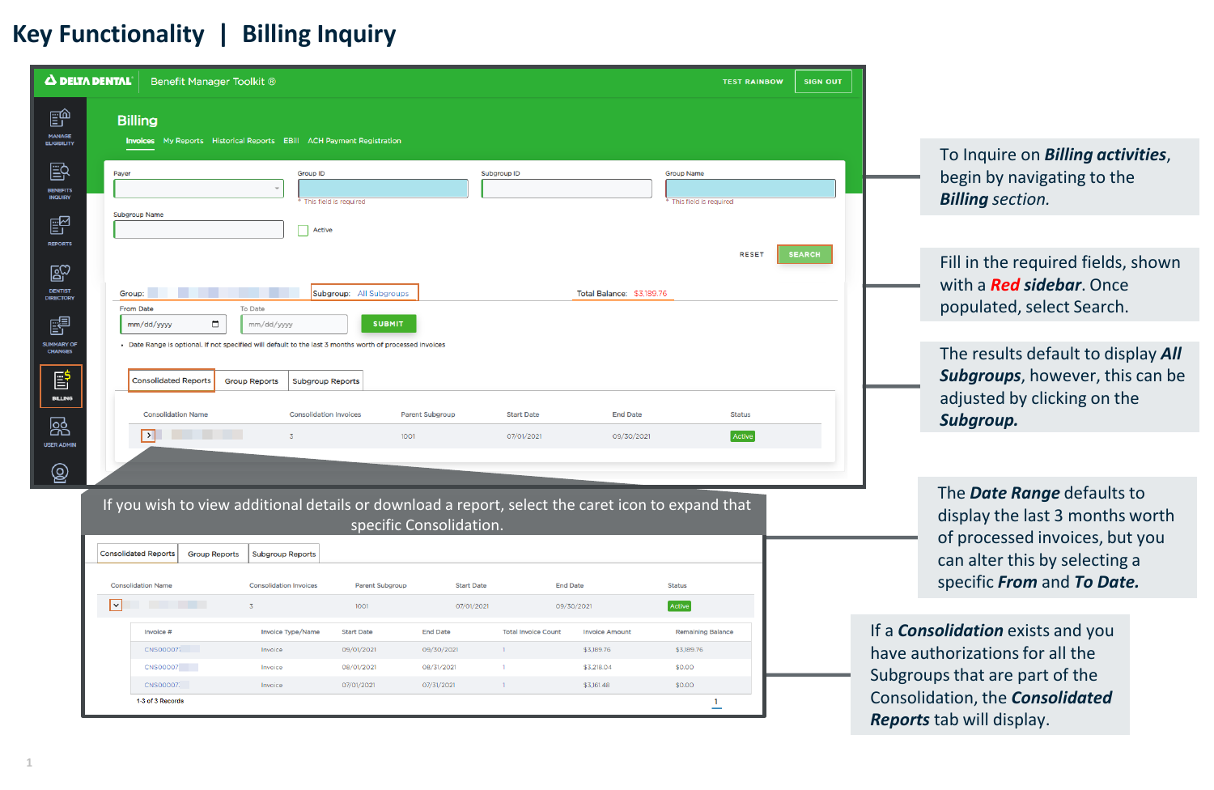# Key Functionality | Billing Inquiry

To Inquire on ***Billing activities***, begin by navigating to the ***Billing section.***

Fill in the required fields, shown with a ***Red sidebar***. Once populated, select Search.

The results default to display ***All Subgroups***, however, this can be adjusted by clicking on the ***Subgroup.***

The ***Date Range*** defaults to display the last 3 months worth of processed invoices, but you can alter this by selecting a specific ***From*** and ***To Date.***

If a ***Consolidation*** exists and you have authorizations for all the Subgroups that are part of the Consolidation, the ***Consolidated Reports*** tab will display.

If you wish to view additional details or download a report, select the caret icon to expand that specific Consolidation.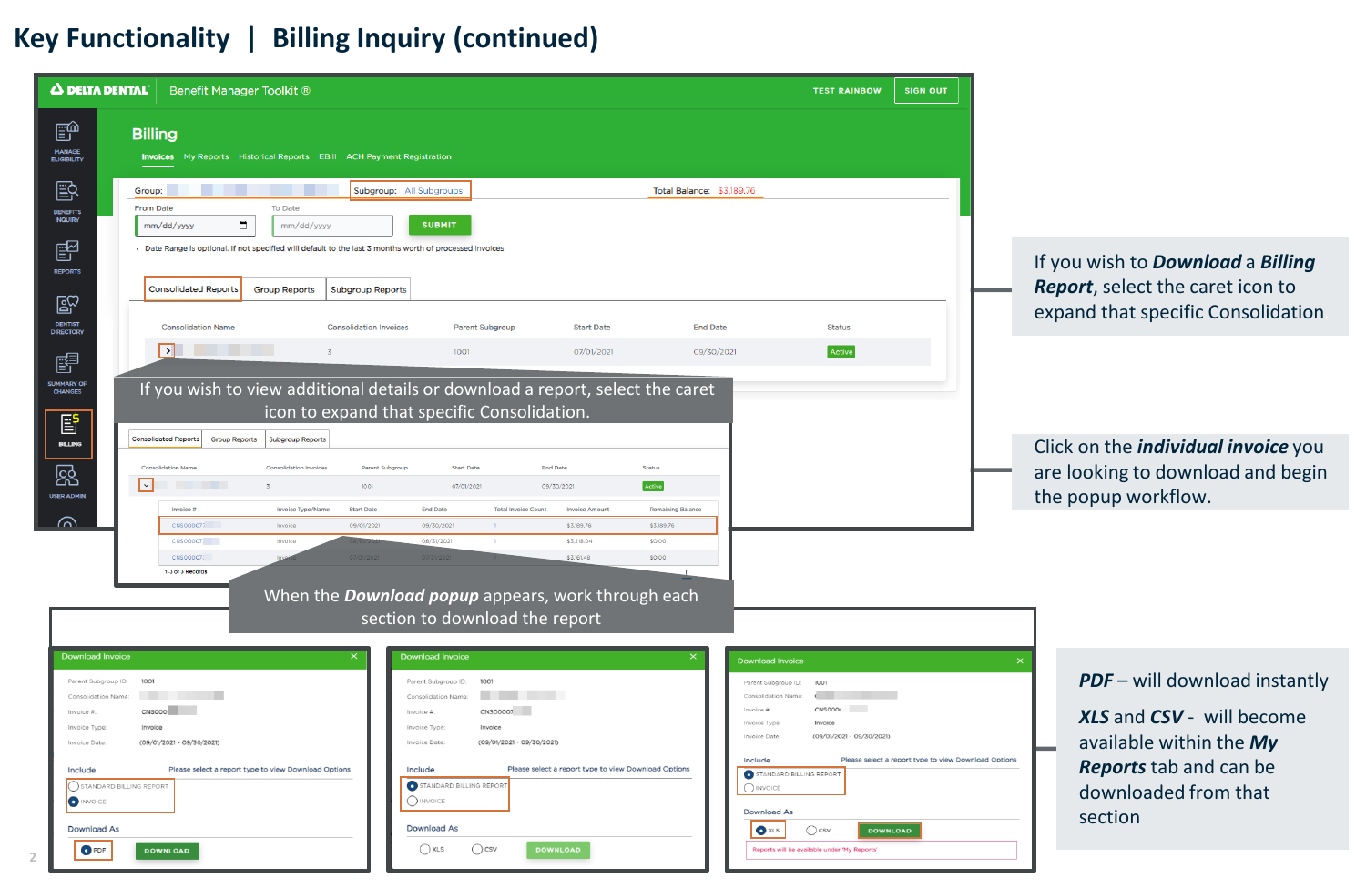# Key Functionality | Billing Inquiry (continued)

If you wish to view additional details or download a report, select the caret icon to expand that specific Consolidation.

When the ***Download popup*** appears, work through each section to download the report

If you wish to ***Download*** a ***Billing Report***, select the caret icon to expand that specific Consolidation.

Click on the ***individual invoice*** you are looking to download and begin the popup workflow.

***PDF*** – will download instantly

***XLS*** and ***CSV*** - will become available within the ***My Reports*** tab and can be downloaded from that section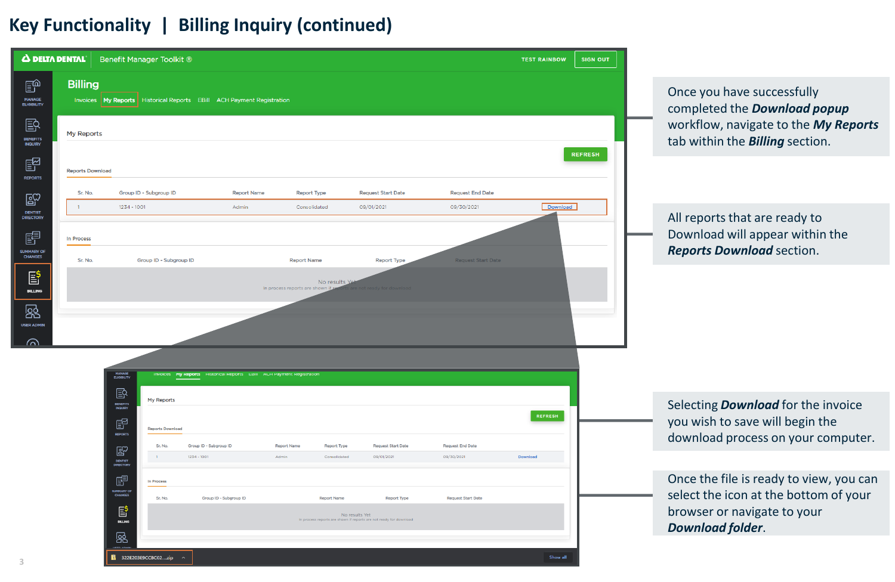# Key Functionality | Billing Inquiry (continued)

Once you have successfully completed the ***Download popup*** workflow, navigate to the ***My Reports*** tab within the ***Billing*** section.

All reports that are ready to Download will appear within the ***Reports Download*** section.

Selecting ***Download*** for the invoice you wish to save will begin the download process on your computer.

Once the file is ready to view, you can select the icon at the bottom of your browser or navigate to your ***Download folder***.